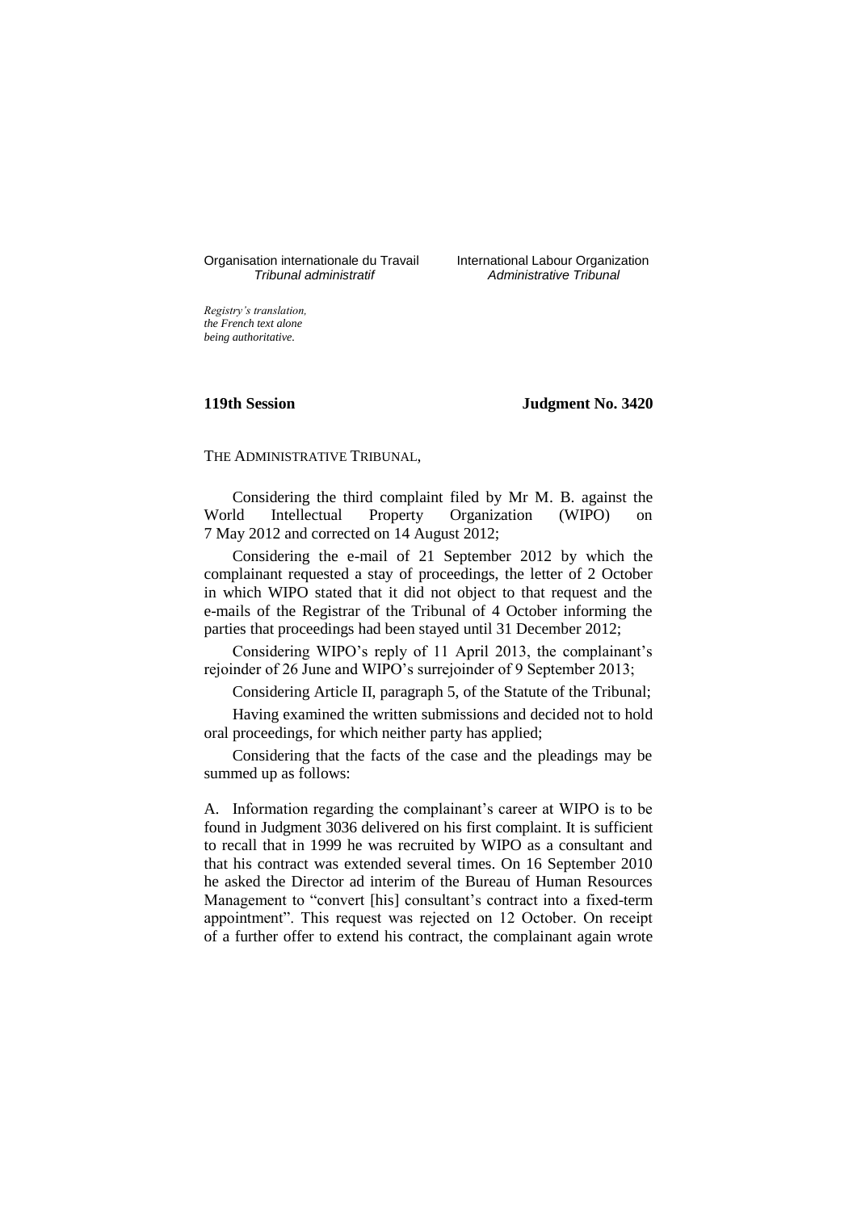Organisation internationale du Travail
*Tribunal administratif*

International Labour Organization
*Administrative Tribunal*

*Registry's translation, the French text alone being authoritative.*

**119th Session** **Judgment No. 3420**

THE ADMINISTRATIVE TRIBUNAL,

Considering the third complaint filed by Mr M. B. against the World Intellectual Property Organization (WIPO) on 7 May 2012 and corrected on 14 August 2012;

Considering the e-mail of 21 September 2012 by which the complainant requested a stay of proceedings, the letter of 2 October in which WIPO stated that it did not object to that request and the e-mails of the Registrar of the Tribunal of 4 October informing the parties that proceedings had been stayed until 31 December 2012;

Considering WIPO's reply of 11 April 2013, the complainant's rejoinder of 26 June and WIPO's surrejoinder of 9 September 2013;

Considering Article II, paragraph 5, of the Statute of the Tribunal;

Having examined the written submissions and decided not to hold oral proceedings, for which neither party has applied;

Considering that the facts of the case and the pleadings may be summed up as follows:

A. Information regarding the complainant's career at WIPO is to be found in Judgment 3036 delivered on his first complaint. It is sufficient to recall that in 1999 he was recruited by WIPO as a consultant and that his contract was extended several times. On 16 September 2010 he asked the Director ad interim of the Bureau of Human Resources Management to "convert [his] consultant's contract into a fixed-term appointment". This request was rejected on 12 October. On receipt of a further offer to extend his contract, the complainant again wrote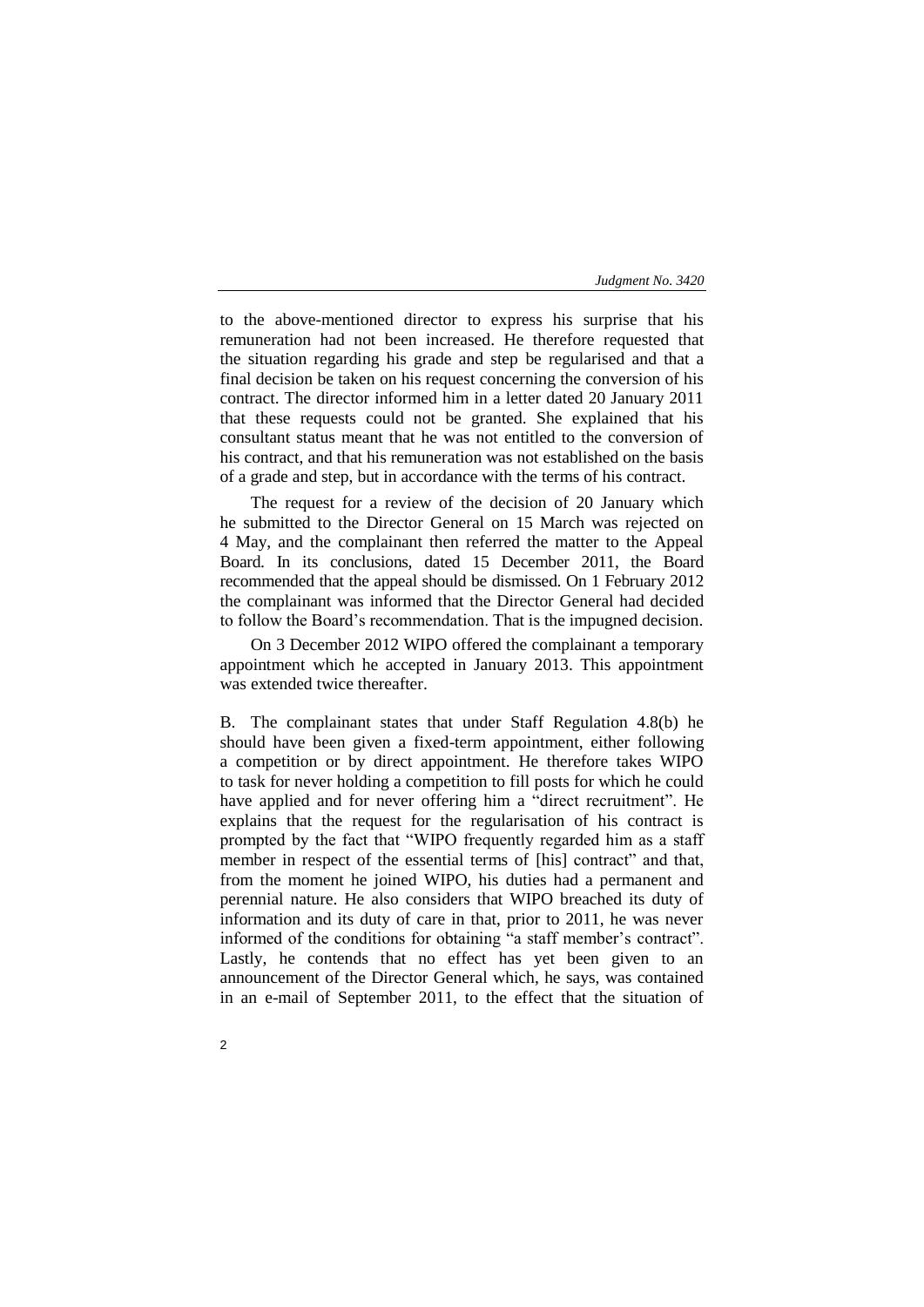to the above-mentioned director to express his surprise that his remuneration had not been increased. He therefore requested that the situation regarding his grade and step be regularised and that a final decision be taken on his request concerning the conversion of his contract. The director informed him in a letter dated 20 January 2011 that these requests could not be granted. She explained that his consultant status meant that he was not entitled to the conversion of his contract, and that his remuneration was not established on the basis of a grade and step, but in accordance with the terms of his contract.

The request for a review of the decision of 20 January which he submitted to the Director General on 15 March was rejected on 4 May, and the complainant then referred the matter to the Appeal Board. In its conclusions, dated 15 December 2011, the Board recommended that the appeal should be dismissed. On 1 February 2012 the complainant was informed that the Director General had decided to follow the Board's recommendation. That is the impugned decision.

On 3 December 2012 WIPO offered the complainant a temporary appointment which he accepted in January 2013. This appointment was extended twice thereafter.

B. The complainant states that under Staff Regulation 4.8(b) he should have been given a fixed-term appointment, either following a competition or by direct appointment. He therefore takes WIPO to task for never holding a competition to fill posts for which he could have applied and for never offering him a "direct recruitment". He explains that the request for the regularisation of his contract is prompted by the fact that "WIPO frequently regarded him as a staff member in respect of the essential terms of [his] contract" and that, from the moment he joined WIPO, his duties had a permanent and perennial nature. He also considers that WIPO breached its duty of information and its duty of care in that, prior to 2011, he was never informed of the conditions for obtaining "a staff member's contract". Lastly, he contends that no effect has yet been given to an announcement of the Director General which, he says, was contained in an e-mail of September 2011, to the effect that the situation of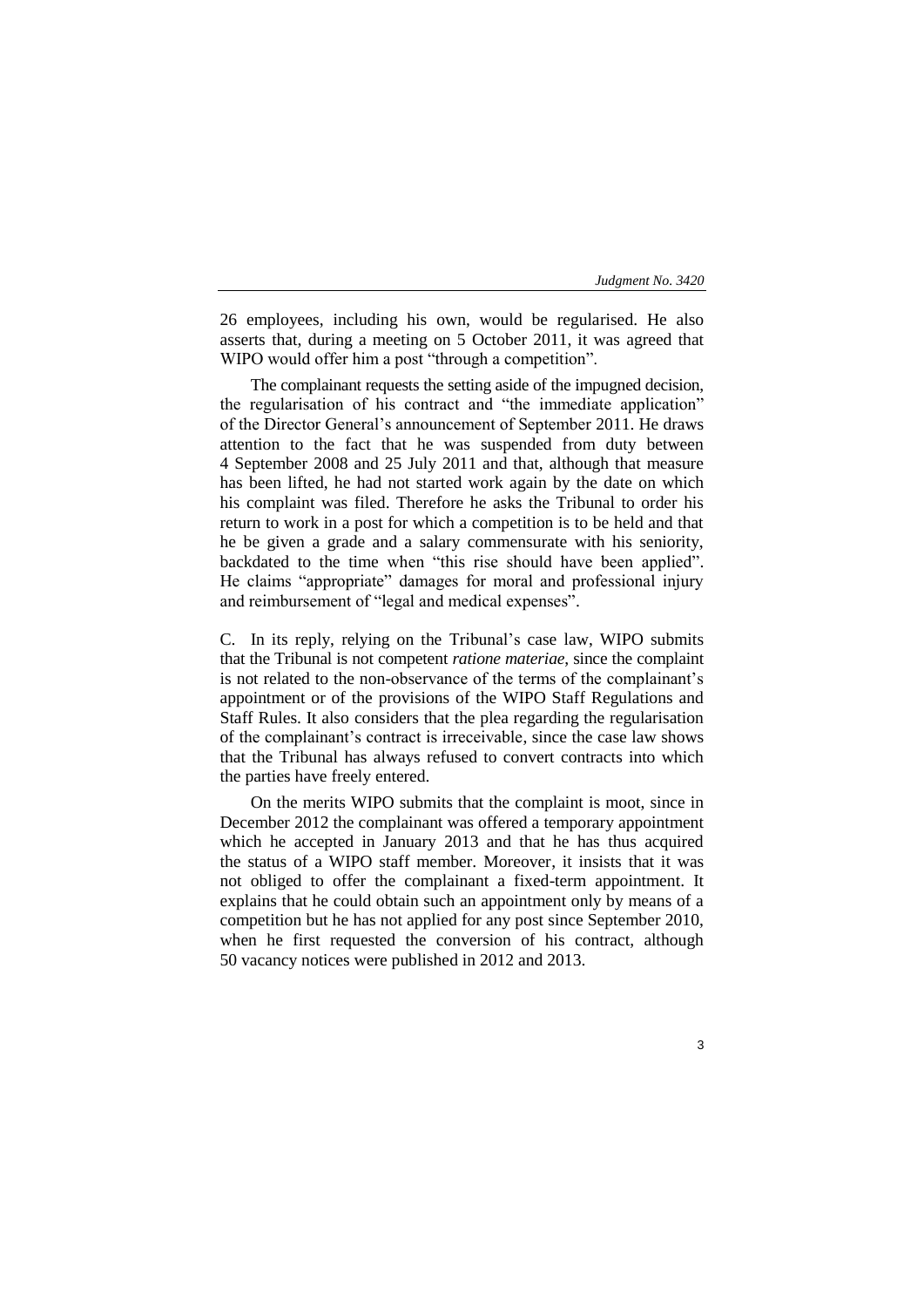26 employees, including his own, would be regularised. He also asserts that, during a meeting on 5 October 2011, it was agreed that WIPO would offer him a post "through a competition".

The complainant requests the setting aside of the impugned decision, the regularisation of his contract and "the immediate application" of the Director General's announcement of September 2011. He draws attention to the fact that he was suspended from duty between 4 September 2008 and 25 July 2011 and that, although that measure has been lifted, he had not started work again by the date on which his complaint was filed. Therefore he asks the Tribunal to order his return to work in a post for which a competition is to be held and that he be given a grade and a salary commensurate with his seniority, backdated to the time when "this rise should have been applied". He claims "appropriate" damages for moral and professional injury and reimbursement of "legal and medical expenses".

C. In its reply, relying on the Tribunal's case law, WIPO submits that the Tribunal is not competent *ratione materiae*, since the complaint is not related to the non-observance of the terms of the complainant's appointment or of the provisions of the WIPO Staff Regulations and Staff Rules. It also considers that the plea regarding the regularisation of the complainant's contract is irreceivable, since the case law shows that the Tribunal has always refused to convert contracts into which the parties have freely entered.

On the merits WIPO submits that the complaint is moot, since in December 2012 the complainant was offered a temporary appointment which he accepted in January 2013 and that he has thus acquired the status of a WIPO staff member. Moreover, it insists that it was not obliged to offer the complainant a fixed-term appointment. It explains that he could obtain such an appointment only by means of a competition but he has not applied for any post since September 2010, when he first requested the conversion of his contract, although 50 vacancy notices were published in 2012 and 2013.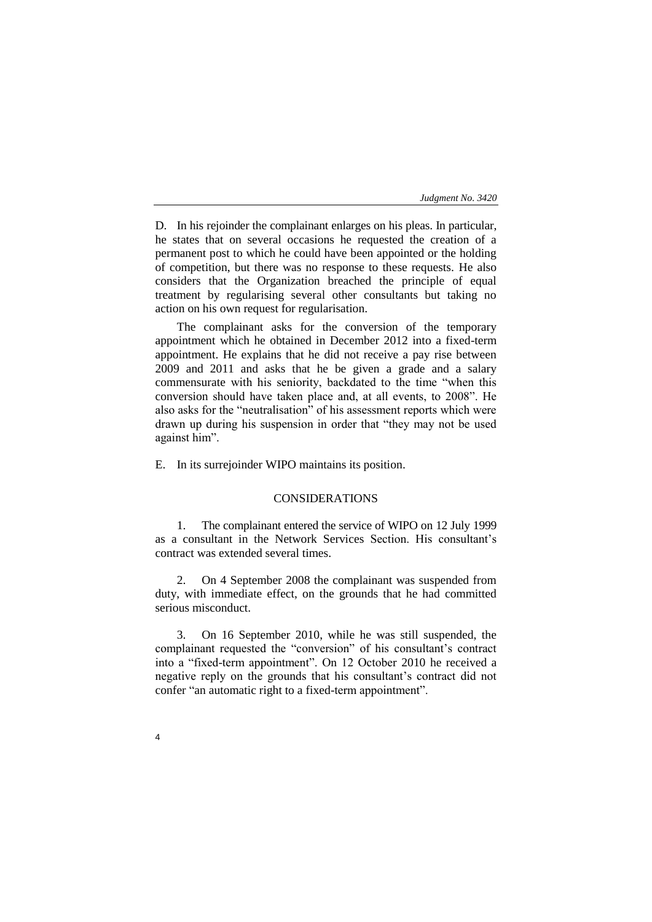D. In his rejoinder the complainant enlarges on his pleas. In particular, he states that on several occasions he requested the creation of a permanent post to which he could have been appointed or the holding of competition, but there was no response to these requests. He also considers that the Organization breached the principle of equal treatment by regularising several other consultants but taking no action on his own request for regularisation.

The complainant asks for the conversion of the temporary appointment which he obtained in December 2012 into a fixed-term appointment. He explains that he did not receive a pay rise between 2009 and 2011 and asks that he be given a grade and a salary commensurate with his seniority, backdated to the time "when this conversion should have taken place and, at all events, to 2008". He also asks for the "neutralisation" of his assessment reports which were drawn up during his suspension in order that "they may not be used against him".

E. In its surrejoinder WIPO maintains its position.

## CONSIDERATIONS

1. The complainant entered the service of WIPO on 12 July 1999 as a consultant in the Network Services Section. His consultant's contract was extended several times.

2. On 4 September 2008 the complainant was suspended from duty, with immediate effect, on the grounds that he had committed serious misconduct.

3. On 16 September 2010, while he was still suspended, the complainant requested the "conversion" of his consultant's contract into a "fixed-term appointment". On 12 October 2010 he received a negative reply on the grounds that his consultant's contract did not confer "an automatic right to a fixed-term appointment".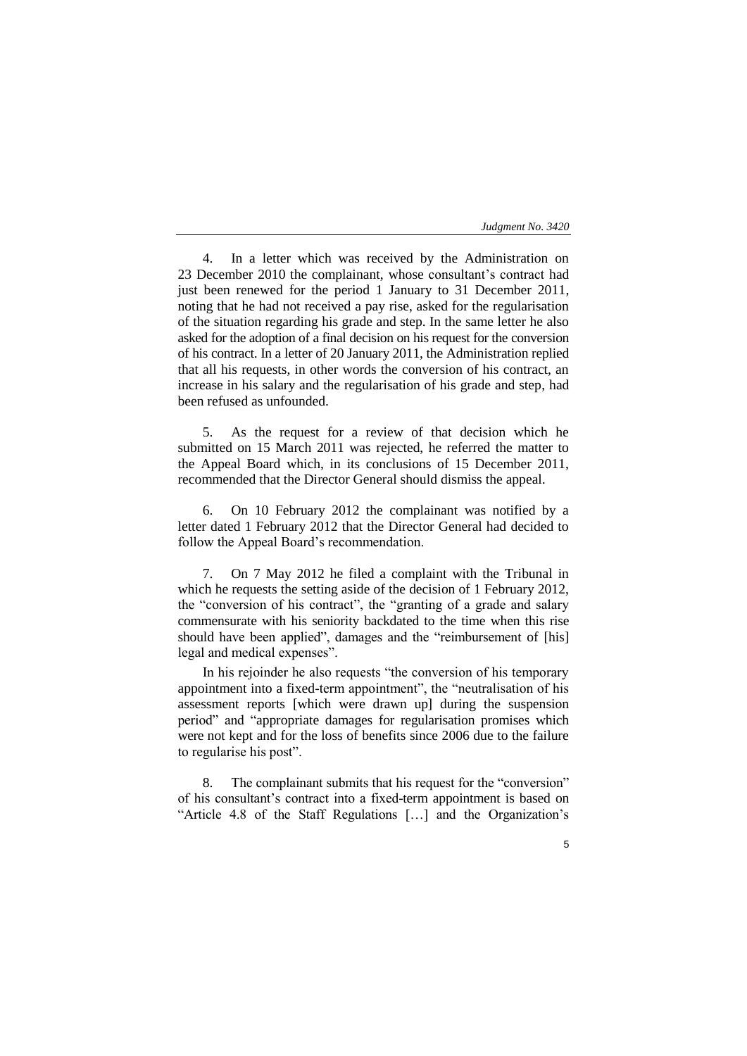4. In a letter which was received by the Administration on 23 December 2010 the complainant, whose consultant's contract had just been renewed for the period 1 January to 31 December 2011, noting that he had not received a pay rise, asked for the regularisation of the situation regarding his grade and step. In the same letter he also asked for the adoption of a final decision on his request for the conversion of his contract. In a letter of 20 January 2011, the Administration replied that all his requests, in other words the conversion of his contract, an increase in his salary and the regularisation of his grade and step, had been refused as unfounded.

5. As the request for a review of that decision which he submitted on 15 March 2011 was rejected, he referred the matter to the Appeal Board which, in its conclusions of 15 December 2011, recommended that the Director General should dismiss the appeal.

6. On 10 February 2012 the complainant was notified by a letter dated 1 February 2012 that the Director General had decided to follow the Appeal Board's recommendation.

7. On 7 May 2012 he filed a complaint with the Tribunal in which he requests the setting aside of the decision of 1 February 2012, the "conversion of his contract", the "granting of a grade and salary commensurate with his seniority backdated to the time when this rise should have been applied", damages and the "reimbursement of [his] legal and medical expenses".

In his rejoinder he also requests "the conversion of his temporary appointment into a fixed-term appointment", the "neutralisation of his assessment reports [which were drawn up] during the suspension period" and "appropriate damages for regularisation promises which were not kept and for the loss of benefits since 2006 due to the failure to regularise his post".

8. The complainant submits that his request for the "conversion" of his consultant's contract into a fixed-term appointment is based on "Article 4.8 of the Staff Regulations […] and the Organization's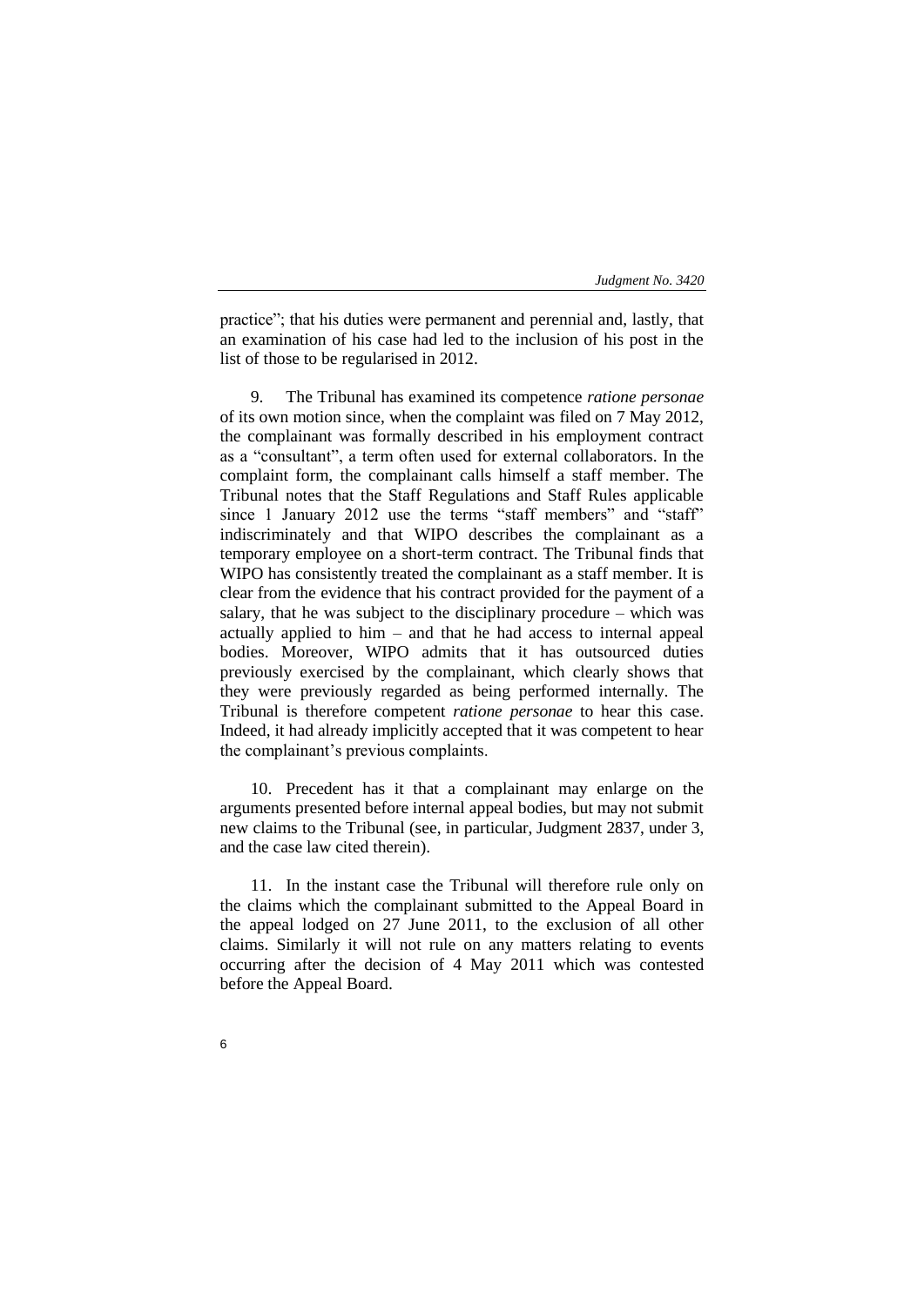practice"; that his duties were permanent and perennial and, lastly, that an examination of his case had led to the inclusion of his post in the list of those to be regularised in 2012.

9. The Tribunal has examined its competence *ratione personae* of its own motion since, when the complaint was filed on 7 May 2012, the complainant was formally described in his employment contract as a "consultant", a term often used for external collaborators. In the complaint form, the complainant calls himself a staff member. The Tribunal notes that the Staff Regulations and Staff Rules applicable since 1 January 2012 use the terms "staff members" and "staff" indiscriminately and that WIPO describes the complainant as a temporary employee on a short-term contract. The Tribunal finds that WIPO has consistently treated the complainant as a staff member. It is clear from the evidence that his contract provided for the payment of a salary, that he was subject to the disciplinary procedure – which was actually applied to him – and that he had access to internal appeal bodies. Moreover, WIPO admits that it has outsourced duties previously exercised by the complainant, which clearly shows that they were previously regarded as being performed internally. The Tribunal is therefore competent *ratione personae* to hear this case. Indeed, it had already implicitly accepted that it was competent to hear the complainant's previous complaints.

10. Precedent has it that a complainant may enlarge on the arguments presented before internal appeal bodies, but may not submit new claims to the Tribunal (see, in particular, Judgment 2837, under 3, and the case law cited therein).

11. In the instant case the Tribunal will therefore rule only on the claims which the complainant submitted to the Appeal Board in the appeal lodged on 27 June 2011, to the exclusion of all other claims. Similarly it will not rule on any matters relating to events occurring after the decision of 4 May 2011 which was contested before the Appeal Board.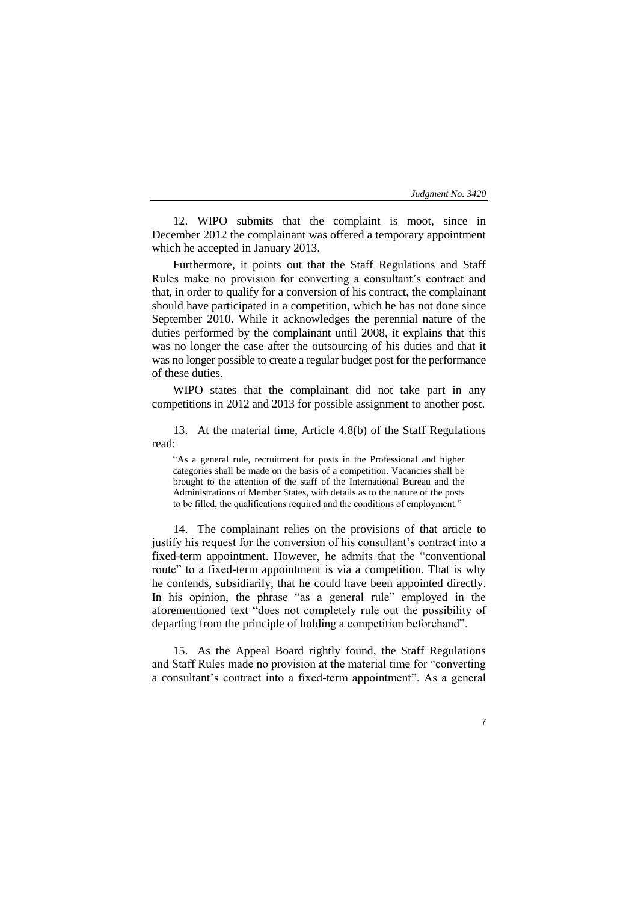12. WIPO submits that the complaint is moot, since in December 2012 the complainant was offered a temporary appointment which he accepted in January 2013.

Furthermore, it points out that the Staff Regulations and Staff Rules make no provision for converting a consultant's contract and that, in order to qualify for a conversion of his contract, the complainant should have participated in a competition, which he has not done since September 2010. While it acknowledges the perennial nature of the duties performed by the complainant until 2008, it explains that this was no longer the case after the outsourcing of his duties and that it was no longer possible to create a regular budget post for the performance of these duties.

WIPO states that the complainant did not take part in any competitions in 2012 and 2013 for possible assignment to another post.

13. At the material time, Article 4.8(b) of the Staff Regulations read:

> "As a general rule, recruitment for posts in the Professional and higher categories shall be made on the basis of a competition. Vacancies shall be brought to the attention of the staff of the International Bureau and the Administrations of Member States, with details as to the nature of the posts to be filled, the qualifications required and the conditions of employment."

14. The complainant relies on the provisions of that article to justify his request for the conversion of his consultant's contract into a fixed-term appointment. However, he admits that the "conventional route" to a fixed-term appointment is via a competition. That is why he contends, subsidiarily, that he could have been appointed directly. In his opinion, the phrase "as a general rule" employed in the aforementioned text "does not completely rule out the possibility of departing from the principle of holding a competition beforehand".

15. As the Appeal Board rightly found, the Staff Regulations and Staff Rules made no provision at the material time for "converting a consultant's contract into a fixed-term appointment". As a general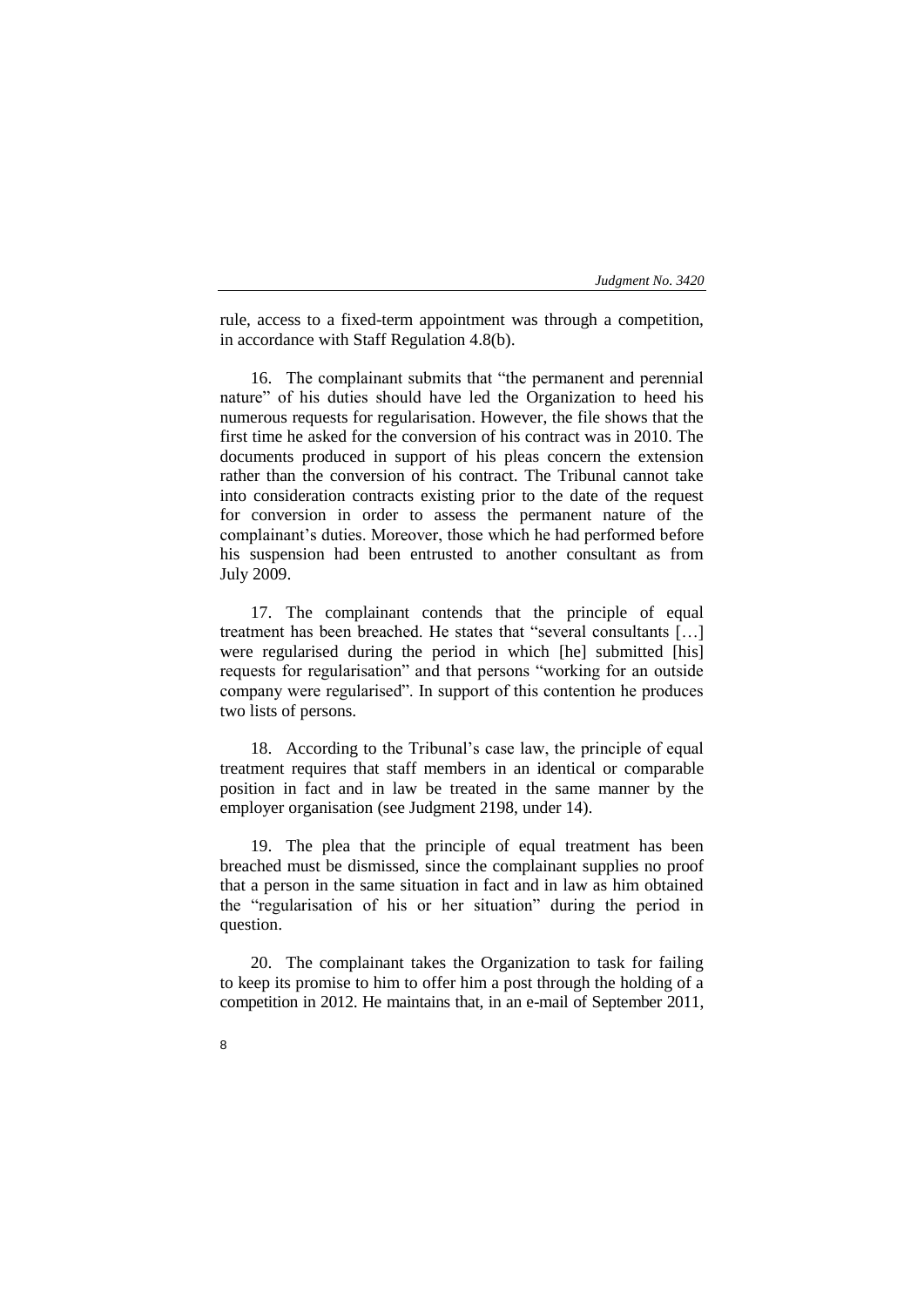rule, access to a fixed-term appointment was through a competition, in accordance with Staff Regulation 4.8(b).

16. The complainant submits that "the permanent and perennial nature" of his duties should have led the Organization to heed his numerous requests for regularisation. However, the file shows that the first time he asked for the conversion of his contract was in 2010. The documents produced in support of his pleas concern the extension rather than the conversion of his contract. The Tribunal cannot take into consideration contracts existing prior to the date of the request for conversion in order to assess the permanent nature of the complainant's duties. Moreover, those which he had performed before his suspension had been entrusted to another consultant as from July 2009.

17. The complainant contends that the principle of equal treatment has been breached. He states that "several consultants […] were regularised during the period in which [he] submitted [his] requests for regularisation" and that persons "working for an outside company were regularised". In support of this contention he produces two lists of persons.

18. According to the Tribunal's case law, the principle of equal treatment requires that staff members in an identical or comparable position in fact and in law be treated in the same manner by the employer organisation (see Judgment 2198, under 14).

19. The plea that the principle of equal treatment has been breached must be dismissed, since the complainant supplies no proof that a person in the same situation in fact and in law as him obtained the "regularisation of his or her situation" during the period in question.

20. The complainant takes the Organization to task for failing to keep its promise to him to offer him a post through the holding of a competition in 2012. He maintains that, in an e-mail of September 2011,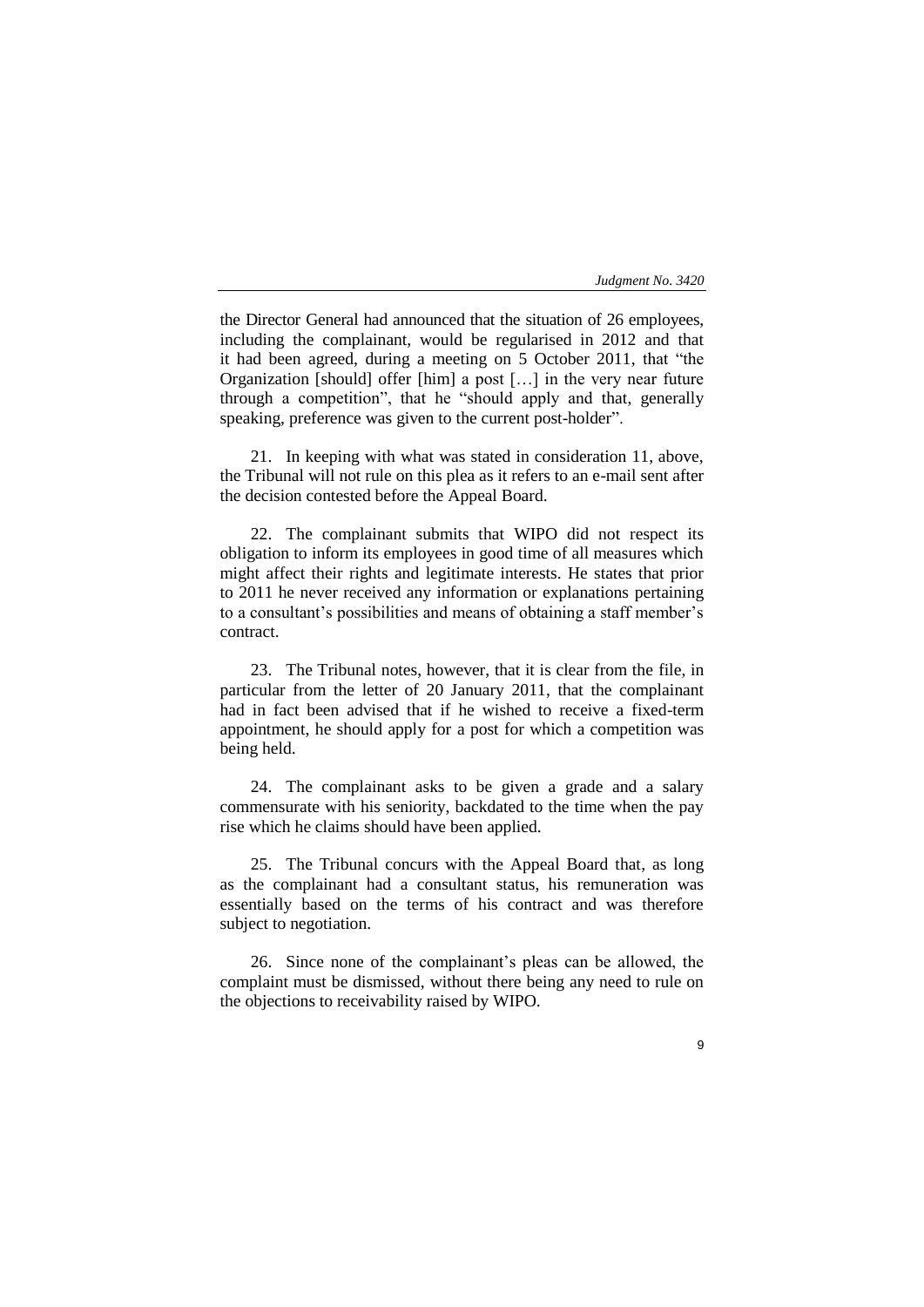the Director General had announced that the situation of 26 employees, including the complainant, would be regularised in 2012 and that it had been agreed, during a meeting on 5 October 2011, that "the Organization [should] offer [him] a post […] in the very near future through a competition", that he "should apply and that, generally speaking, preference was given to the current post-holder".

21. In keeping with what was stated in consideration 11, above, the Tribunal will not rule on this plea as it refers to an e-mail sent after the decision contested before the Appeal Board.

22. The complainant submits that WIPO did not respect its obligation to inform its employees in good time of all measures which might affect their rights and legitimate interests. He states that prior to 2011 he never received any information or explanations pertaining to a consultant's possibilities and means of obtaining a staff member's contract.

23. The Tribunal notes, however, that it is clear from the file, in particular from the letter of 20 January 2011, that the complainant had in fact been advised that if he wished to receive a fixed-term appointment, he should apply for a post for which a competition was being held.

24. The complainant asks to be given a grade and a salary commensurate with his seniority, backdated to the time when the pay rise which he claims should have been applied.

25. The Tribunal concurs with the Appeal Board that, as long as the complainant had a consultant status, his remuneration was essentially based on the terms of his contract and was therefore subject to negotiation.

26. Since none of the complainant's pleas can be allowed, the complaint must be dismissed, without there being any need to rule on the objections to receivability raised by WIPO.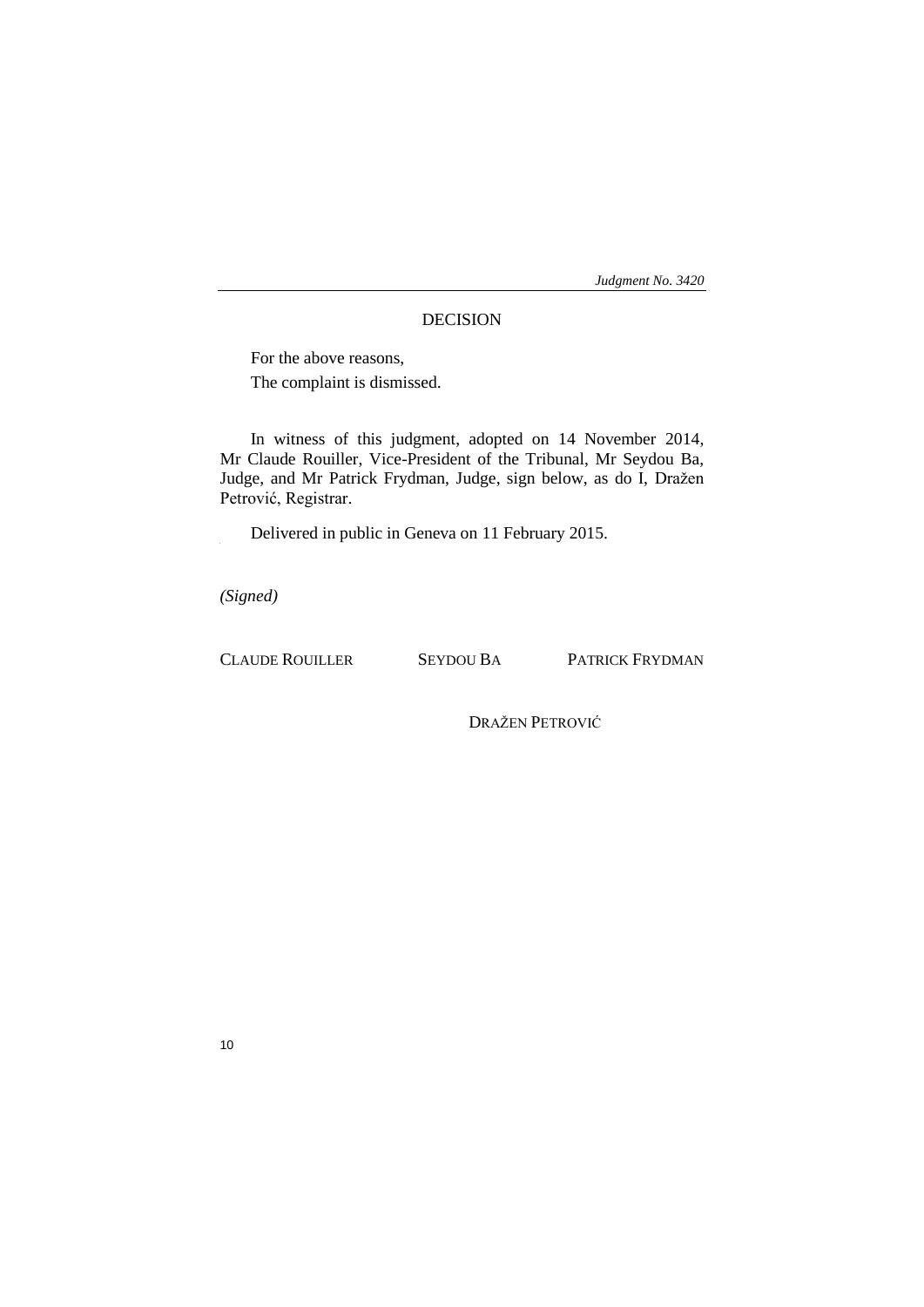DECISION

For the above reasons,

The complaint is dismissed.

In witness of this judgment, adopted on 14 November 2014, Mr Claude Rouiller, Vice-President of the Tribunal, Mr Seydou Ba, Judge, and Mr Patrick Frydman, Judge, sign below, as do I, Dražen Petrović, Registrar.

Delivered in public in Geneva on 11 February 2015.

*(Signed)*

CLAUDE ROUILLER SEYDOU BA PATRICK FRYDMAN

DRAŽEN PETROVIĆ